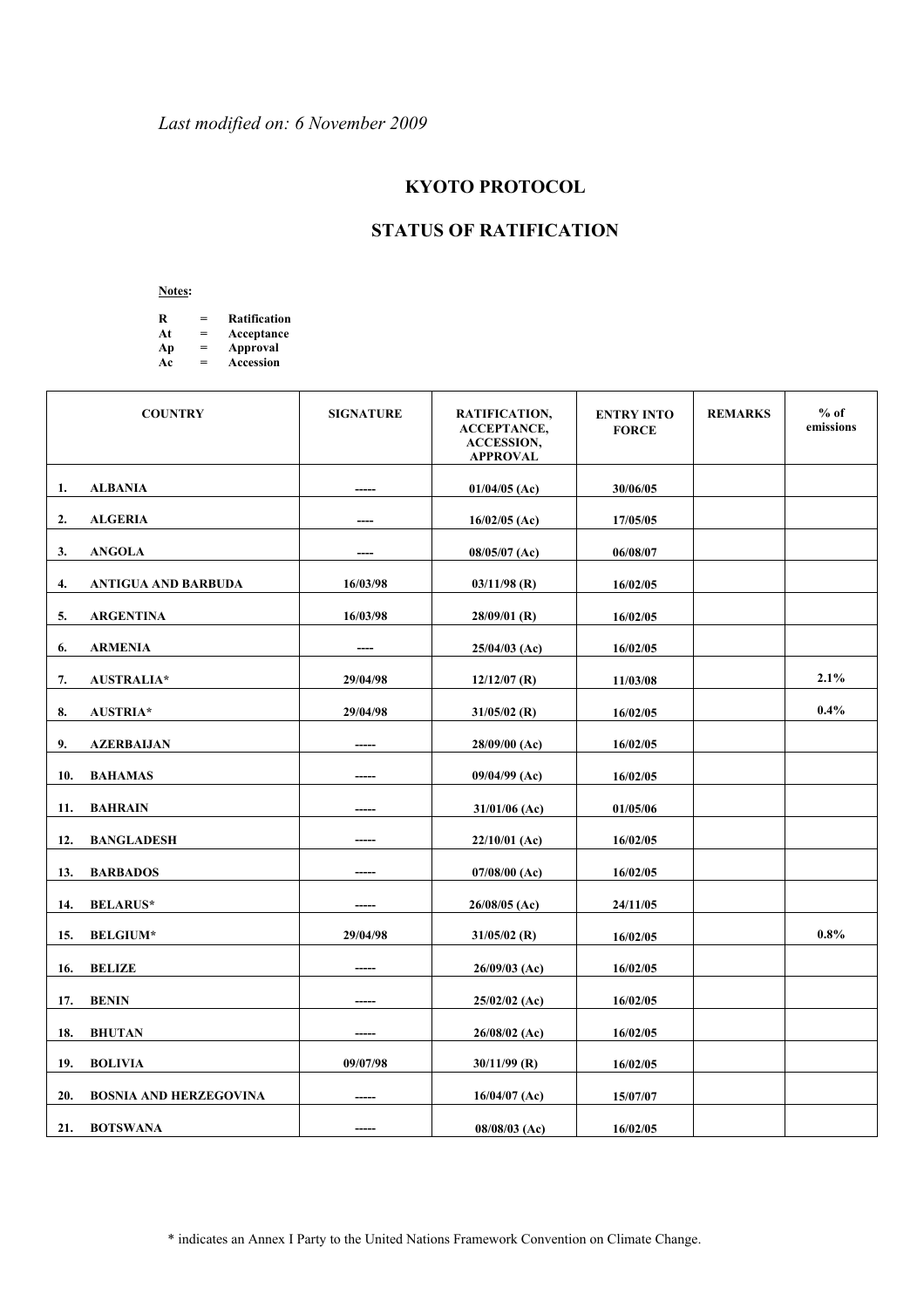*Last modified on: 6 November 2009*

# KYOTO PROTOCOL

## STATUS OF RATIFICATION

**Notes:**

**R = Ratification**
**At = Acceptance**
**Ap = Approval**
**Ac = Accession**

| COUNTRY | SIGNATURE | RATIFICATION, ACCEPTANCE, ACCESSION, APPROVAL | ENTRY INTO FORCE | REMARKS | % of emissions |
|---|---|---|---|---|---|
| 1. ALBANIA | ----- | 01/04/05 (Ac) | 30/06/05 | | |
| 2. ALGERIA | ---- | 16/02/05 (Ac) | 17/05/05 | | |
| 3. ANGOLA | ---- | 08/05/07 (Ac) | 06/08/07 | | |
| 4. ANTIGUA AND BARBUDA | 16/03/98 | 03/11/98 (R) | 16/02/05 | | |
| 5. ARGENTINA | 16/03/98 | 28/09/01 (R) | 16/02/05 | | |
| 6. ARMENIA | ---- | 25/04/03 (Ac) | 16/02/05 | | |
| 7. AUSTRALIA* | 29/04/98 | 12/12/07 (R) | 11/03/08 | | 2.1% |
| 8. AUSTRIA* | 29/04/98 | 31/05/02 (R) | 16/02/05 | | 0.4% |
| 9. AZERBAIJAN | ----- | 28/09/00 (Ac) | 16/02/05 | | |
| 10. BAHAMAS | ----- | 09/04/99 (Ac) | 16/02/05 | | |
| 11. BAHRAIN | ----- | 31/01/06 (Ac) | 01/05/06 | | |
| 12. BANGLADESH | ----- | 22/10/01 (Ac) | 16/02/05 | | |
| 13. BARBADOS | ----- | 07/08/00 (Ac) | 16/02/05 | | |
| 14. BELARUS* | ----- | 26/08/05 (Ac) | 24/11/05 | | |
| 15. BELGIUM* | 29/04/98 | 31/05/02 (R) | 16/02/05 | | 0.8% |
| 16. BELIZE | ----- | 26/09/03 (Ac) | 16/02/05 | | |
| 17. BENIN | ----- | 25/02/02 (Ac) | 16/02/05 | | |
| 18. BHUTAN | ----- | 26/08/02 (Ac) | 16/02/05 | | |
| 19. BOLIVIA | 09/07/98 | 30/11/99 (R) | 16/02/05 | | |
| 20. BOSNIA AND HERZEGOVINA | ----- | 16/04/07 (Ac) | 15/07/07 | | |
| 21. BOTSWANA | ----- | 08/08/03 (Ac) | 16/02/05 | | |

* indicates an Annex I Party to the United Nations Framework Convention on Climate Change.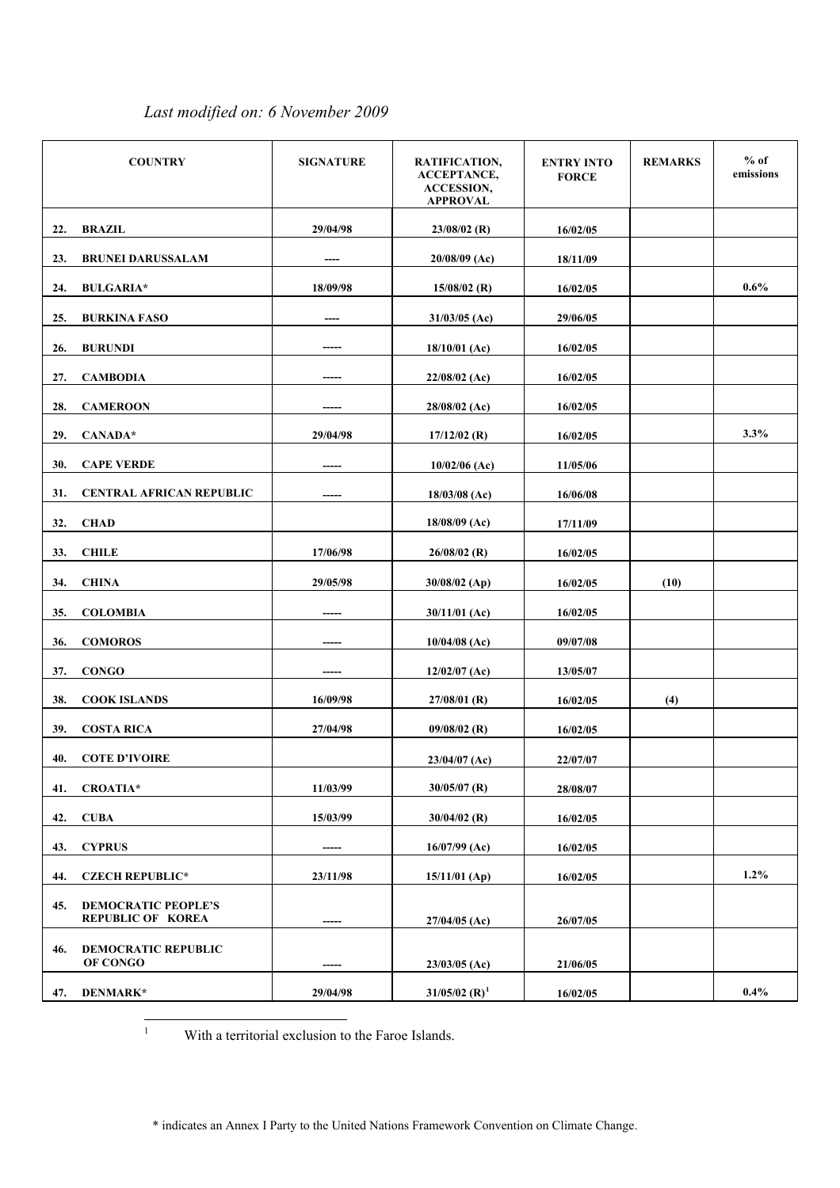*Last modified on: 6 November 2009*

| COUNTRY | SIGNATURE | RATIFICATION, ACCEPTANCE, ACCESSION, APPROVAL | ENTRY INTO FORCE | REMARKS | % of emissions |
|---|---|---|---|---|---|
| 22. BRAZIL | 29/04/98 | 23/08/02 (R) | 16/02/05 | | |
| 23. BRUNEI DARUSSALAM | ---- | 20/08/09 (Ac) | 18/11/09 | | |
| 24. BULGARIA* | 18/09/98 | 15/08/02 (R) | 16/02/05 | | 0.6% |
| 25. BURKINA FASO | ---- | 31/03/05 (Ac) | 29/06/05 | | |
| 26. BURUNDI | ----- | 18/10/01 (Ac) | 16/02/05 | | |
| 27. CAMBODIA | ----- | 22/08/02 (Ac) | 16/02/05 | | |
| 28. CAMEROON | ----- | 28/08/02 (Ac) | 16/02/05 | | |
| 29. CANADA* | 29/04/98 | 17/12/02 (R) | 16/02/05 | | 3.3% |
| 30. CAPE VERDE | ----- | 10/02/06 (Ac) | 11/05/06 | | |
| 31. CENTRAL AFRICAN REPUBLIC | ----- | 18/03/08 (Ac) | 16/06/08 | | |
| 32. CHAD | | 18/08/09 (Ac) | 17/11/09 | | |
| 33. CHILE | 17/06/98 | 26/08/02 (R) | 16/02/05 | | |
| 34. CHINA | 29/05/98 | 30/08/02 (Ap) | 16/02/05 | (10) | |
| 35. COLOMBIA | ----- | 30/11/01 (Ac) | 16/02/05 | | |
| 36. COMOROS | ----- | 10/04/08 (Ac) | 09/07/08 | | |
| 37. CONGO | ----- | 12/02/07 (Ac) | 13/05/07 | | |
| 38. COOK ISLANDS | 16/09/98 | 27/08/01 (R) | 16/02/05 | (4) | |
| 39. COSTA RICA | 27/04/98 | 09/08/02 (R) | 16/02/05 | | |
| 40. COTE D'IVOIRE | | 23/04/07 (Ac) | 22/07/07 | | |
| 41. CROATIA* | 11/03/99 | 30/05/07 (R) | 28/08/07 | | |
| 42. CUBA | 15/03/99 | 30/04/02 (R) | 16/02/05 | | |
| 43. CYPRUS | ----- | 16/07/99 (Ac) | 16/02/05 | | |
| 44. CZECH REPUBLIC* | 23/11/98 | 15/11/01 (Ap) | 16/02/05 | | 1.2% |
| 45. DEMOCRATIC PEOPLE'S REPUBLIC OF KOREA | ----- | 27/04/05 (Ac) | 26/07/05 | | |
| 46. DEMOCRATIC REPUBLIC OF CONGO | ----- | 23/03/05 (Ac) | 21/06/05 | | |
| 47. DENMARK* | 29/04/98 | 31/05/02 (R)[1] | 16/02/05 | | 0.4% |

[1] With a territorial exclusion to the Faroe Islands.

* indicates an Annex I Party to the United Nations Framework Convention on Climate Change.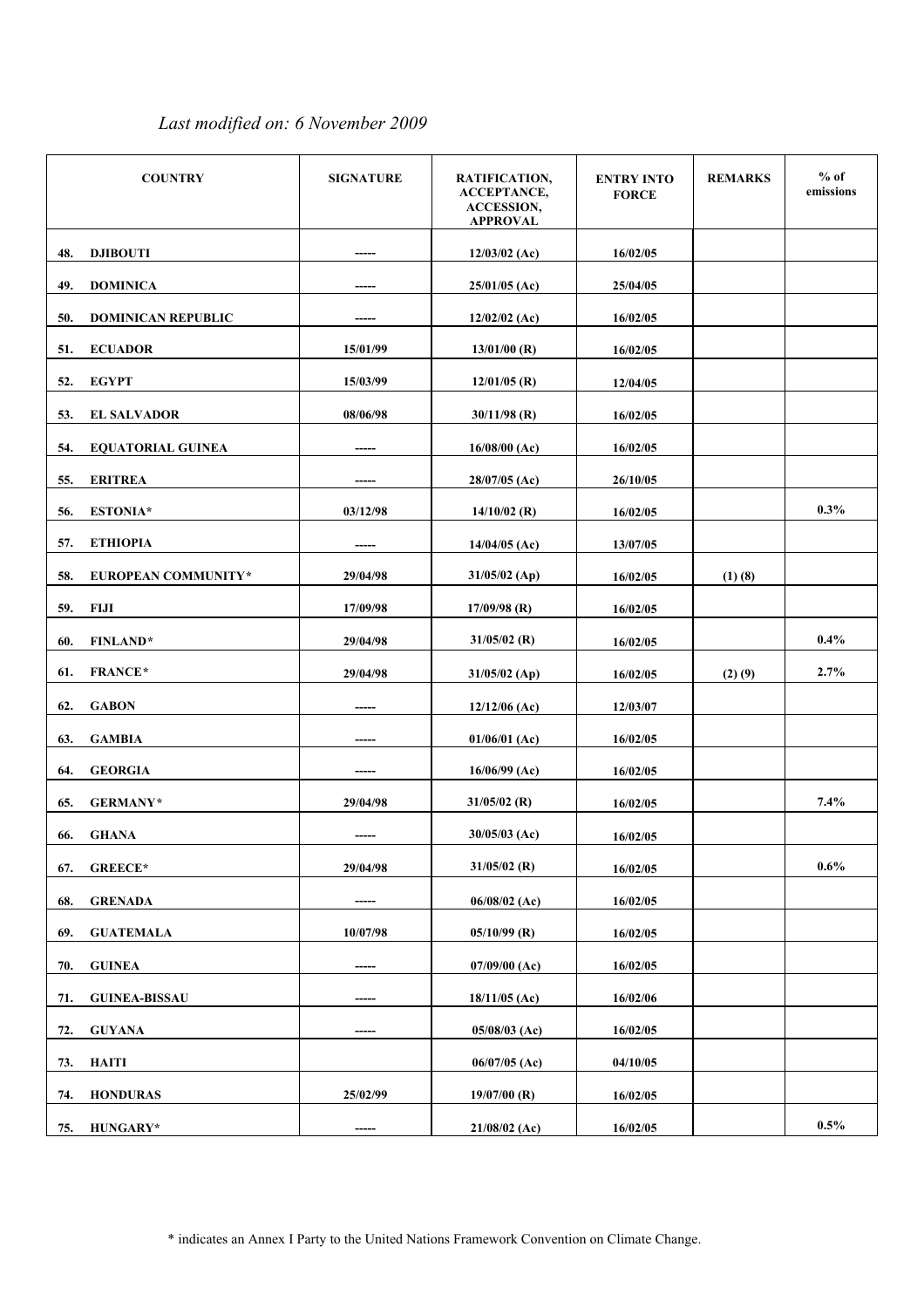*Last modified on: 6 November 2009*

| COUNTRY | SIGNATURE | RATIFICATION, ACCEPTANCE, ACCESSION, APPROVAL | ENTRY INTO FORCE | REMARKS | % of emissions |
|---|---|---|---|---|---|
| 48. DJIBOUTI | ----- | 12/03/02 (Ac) | 16/02/05 | | |
| 49. DOMINICA | ----- | 25/01/05 (Ac) | 25/04/05 | | |
| 50. DOMINICAN REPUBLIC | ----- | 12/02/02 (Ac) | 16/02/05 | | |
| 51. ECUADOR | 15/01/99 | 13/01/00 (R) | 16/02/05 | | |
| 52. EGYPT | 15/03/99 | 12/01/05 (R) | 12/04/05 | | |
| 53. EL SALVADOR | 08/06/98 | 30/11/98 (R) | 16/02/05 | | |
| 54. EQUATORIAL GUINEA | ----- | 16/08/00 (Ac) | 16/02/05 | | |
| 55. ERITREA | ----- | 28/07/05 (Ac) | 26/10/05 | | |
| 56. ESTONIA* | 03/12/98 | 14/10/02 (R) | 16/02/05 | | 0.3% |
| 57. ETHIOPIA | ----- | 14/04/05 (Ac) | 13/07/05 | | |
| 58. EUROPEAN COMMUNITY* | 29/04/98 | 31/05/02 (Ap) | 16/02/05 | (1) (8) | |
| 59. FIJI | 17/09/98 | 17/09/98 (R) | 16/02/05 | | |
| 60. FINLAND* | 29/04/98 | 31/05/02 (R) | 16/02/05 | | 0.4% |
| 61. FRANCE* | 29/04/98 | 31/05/02 (Ap) | 16/02/05 | (2) (9) | 2.7% |
| 62. GABON | ----- | 12/12/06 (Ac) | 12/03/07 | | |
| 63. GAMBIA | ----- | 01/06/01 (Ac) | 16/02/05 | | |
| 64. GEORGIA | ----- | 16/06/99 (Ac) | 16/02/05 | | |
| 65. GERMANY* | 29/04/98 | 31/05/02 (R) | 16/02/05 | | 7.4% |
| 66. GHANA | ----- | 30/05/03 (Ac) | 16/02/05 | | |
| 67. GREECE* | 29/04/98 | 31/05/02 (R) | 16/02/05 | | 0.6% |
| 68. GRENADA | ----- | 06/08/02 (Ac) | 16/02/05 | | |
| 69. GUATEMALA | 10/07/98 | 05/10/99 (R) | 16/02/05 | | |
| 70. GUINEA | ----- | 07/09/00 (Ac) | 16/02/05 | | |
| 71. GUINEA-BISSAU | ----- | 18/11/05 (Ac) | 16/02/06 | | |
| 72. GUYANA | ----- | 05/08/03 (Ac) | 16/02/05 | | |
| 73. HAITI | | 06/07/05 (Ac) | 04/10/05 | | |
| 74. HONDURAS | 25/02/99 | 19/07/00 (R) | 16/02/05 | | |
| 75. HUNGARY* | ----- | 21/08/02 (Ac) | 16/02/05 | | 0.5% |

\* indicates an Annex I Party to the United Nations Framework Convention on Climate Change.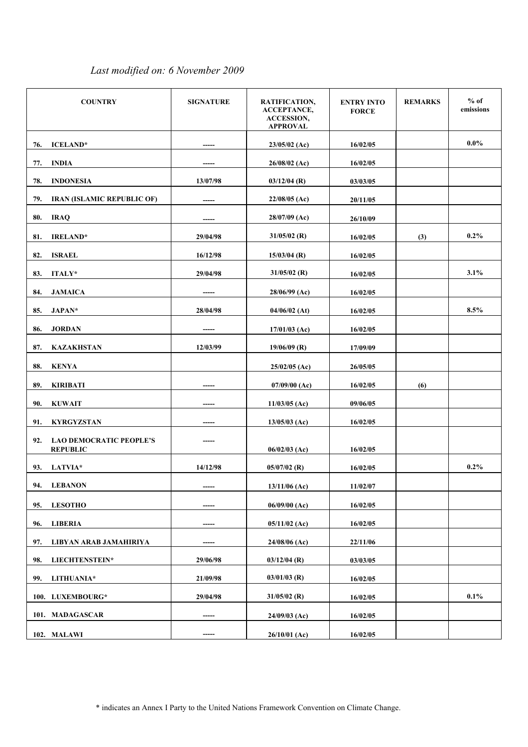*Last modified on: 6 November 2009*

| COUNTRY | SIGNATURE | RATIFICATION, ACCEPTANCE, ACCESSION, APPROVAL | ENTRY INTO FORCE | REMARKS | % of emissions |
|---|---|---|---|---|---|
| 76. ICELAND* | ----- | 23/05/02 (Ac) | 16/02/05 | | 0.0% |
| 77. INDIA | ----- | 26/08/02 (Ac) | 16/02/05 | | |
| 78. INDONESIA | 13/07/98 | 03/12/04 (R) | 03/03/05 | | |
| 79. IRAN (ISLAMIC REPUBLIC OF) | ----- | 22/08/05 (Ac) | 20/11/05 | | |
| 80. IRAQ | ----- | 28/07/09 (Ac) | 26/10/09 | | |
| 81. IRELAND* | 29/04/98 | 31/05/02 (R) | 16/02/05 | (3) | 0.2% |
| 82. ISRAEL | 16/12/98 | 15/03/04 (R) | 16/02/05 | | |
| 83. ITALY* | 29/04/98 | 31/05/02 (R) | 16/02/05 | | 3.1% |
| 84. JAMAICA | ----- | 28/06/99 (Ac) | 16/02/05 | | |
| 85. JAPAN* | 28/04/98 | 04/06/02 (At) | 16/02/05 | | 8.5% |
| 86. JORDAN | ----- | 17/01/03 (Ac) | 16/02/05 | | |
| 87. KAZAKHSTAN | 12/03/99 | 19/06/09 (R) | 17/09/09 | | |
| 88. KENYA | | 25/02/05 (Ac) | 26/05/05 | | |
| 89. KIRIBATI | ----- | 07/09/00 (Ac) | 16/02/05 | (6) | |
| 90. KUWAIT | ----- | 11/03/05 (Ac) | 09/06/05 | | |
| 91. KYRGYZSTAN | ----- | 13/05/03 (Ac) | 16/02/05 | | |
| 92. LAO DEMOCRATIC PEOPLE'S REPUBLIC | ----- | 06/02/03 (Ac) | 16/02/05 | | |
| 93. LATVIA* | 14/12/98 | 05/07/02 (R) | 16/02/05 | | 0.2% |
| 94. LEBANON | ----- | 13/11/06 (Ac) | 11/02/07 | | |
| 95. LESOTHO | ----- | 06/09/00 (Ac) | 16/02/05 | | |
| 96. LIBERIA | ----- | 05/11/02 (Ac) | 16/02/05 | | |
| 97. LIBYAN ARAB JAMAHIRIYA | ----- | 24/08/06 (Ac) | 22/11/06 | | |
| 98. LIECHTENSTEIN* | 29/06/98 | 03/12/04 (R) | 03/03/05 | | |
| 99. LITHUANIA* | 21/09/98 | 03/01/03 (R) | 16/02/05 | | |
| 100. LUXEMBOURG* | 29/04/98 | 31/05/02 (R) | 16/02/05 | | 0.1% |
| 101. MADAGASCAR | ----- | 24/09/03 (Ac) | 16/02/05 | | |
| 102. MALAWI | ----- | 26/10/01 (Ac) | 16/02/05 | | |

* indicates an Annex I Party to the United Nations Framework Convention on Climate Change.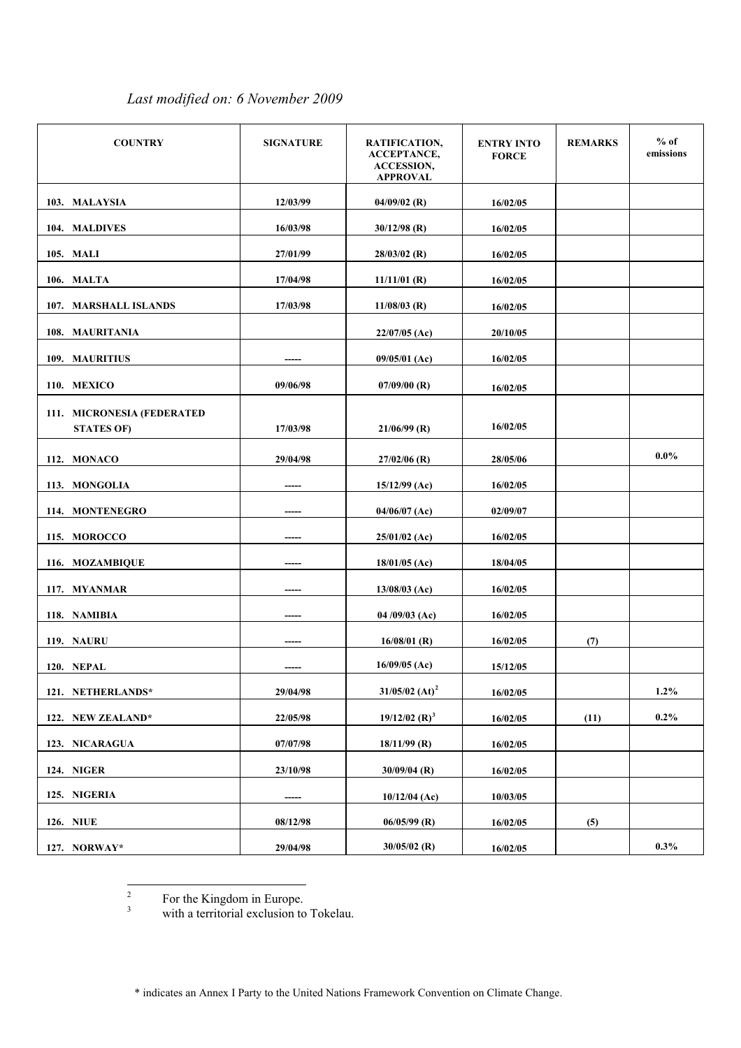*Last modified on: 6 November 2009*

| COUNTRY | SIGNATURE | RATIFICATION, ACCEPTANCE, ACCESSION, APPROVAL | ENTRY INTO FORCE | REMARKS | % of emissions |
|---|---|---|---|---|---|
| 103. MALAYSIA | 12/03/99 | 04/09/02 (R) | 16/02/05 | | |
| 104. MALDIVES | 16/03/98 | 30/12/98 (R) | 16/02/05 | | |
| 105. MALI | 27/01/99 | 28/03/02 (R) | 16/02/05 | | |
| 106. MALTA | 17/04/98 | 11/11/01 (R) | 16/02/05 | | |
| 107. MARSHALL ISLANDS | 17/03/98 | 11/08/03 (R) | 16/02/05 | | |
| 108. MAURITANIA | | 22/07/05 (Ac) | 20/10/05 | | |
| 109. MAURITIUS | ----- | 09/05/01 (Ac) | 16/02/05 | | |
| 110. MEXICO | 09/06/98 | 07/09/00 (R) | 16/02/05 | | |
| 111. MICRONESIA (FEDERATED STATES OF) | 17/03/98 | 21/06/99 (R) | 16/02/05 | | |
| 112. MONACO | 29/04/98 | 27/02/06 (R) | 28/05/06 | | 0.0% |
| 113. MONGOLIA | ----- | 15/12/99 (Ac) | 16/02/05 | | |
| 114. MONTENEGRO | ----- | 04/06/07 (Ac) | 02/09/07 | | |
| 115. MOROCCO | ----- | 25/01/02 (Ac) | 16/02/05 | | |
| 116. MOZAMBIQUE | ----- | 18/01/05 (Ac) | 18/04/05 | | |
| 117. MYANMAR | ----- | 13/08/03 (Ac) | 16/02/05 | | |
| 118. NAMIBIA | ----- | 04 /09/03 (Ac) | 16/02/05 | | |
| 119. NAURU | ----- | 16/08/01 (R) | 16/02/05 | (7) | |
| 120. NEPAL | ----- | 16/09/05 (Ac) | 15/12/05 | | |
| 121. NETHERLANDS* | 29/04/98 | 31/05/02 (At)[2] | 16/02/05 | | 1.2% |
| 122. NEW ZEALAND* | 22/05/98 | 19/12/02 (R)[3] | 16/02/05 | (11) | 0.2% |
| 123. NICARAGUA | 07/07/98 | 18/11/99 (R) | 16/02/05 | | |
| 124. NIGER | 23/10/98 | 30/09/04 (R) | 16/02/05 | | |
| 125. NIGERIA | ----- | 10/12/04 (Ac) | 10/03/05 | | |
| 126. NIUE | 08/12/98 | 06/05/99 (R) | 16/02/05 | (5) | |
| 127. NORWAY* | 29/04/98 | 30/05/02 (R) | 16/02/05 | | 0.3% |

[2] For the Kingdom in Europe.

[3] with a territorial exclusion to Tokelau.

\* indicates an Annex I Party to the United Nations Framework Convention on Climate Change.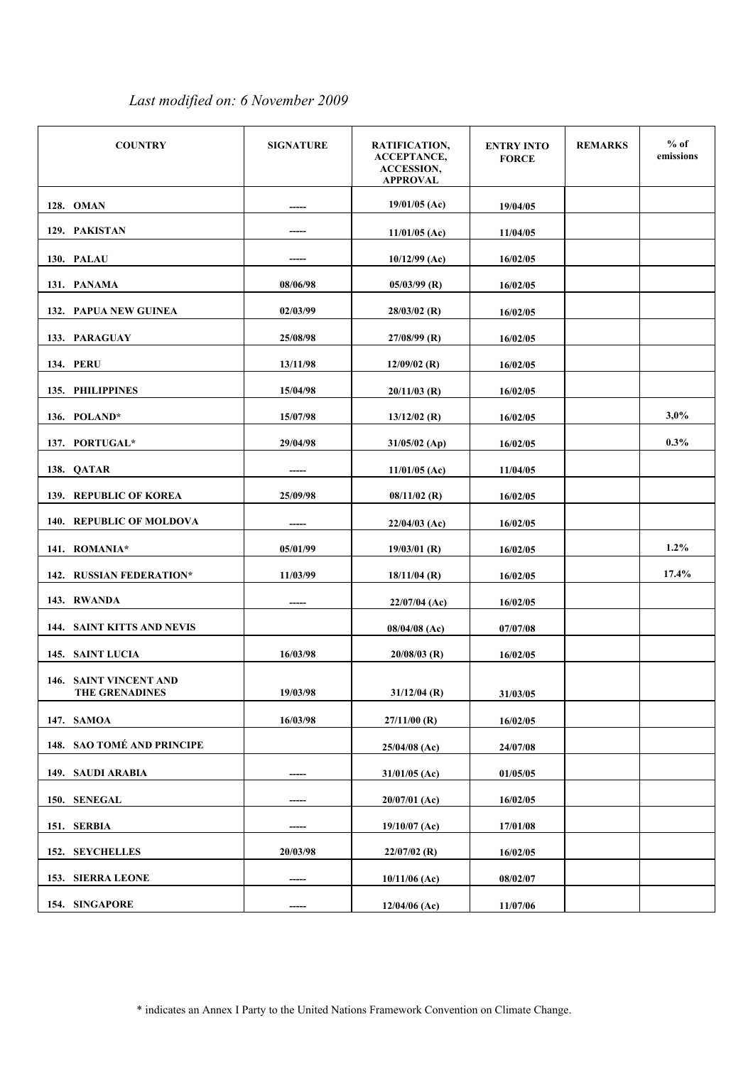*Last modified on: 6 November 2009*

| COUNTRY | SIGNATURE | RATIFICATION, ACCEPTANCE, ACCESSION, APPROVAL | ENTRY INTO FORCE | REMARKS | % of emissions |
|---|---|---|---|---|---|
| **128. OMAN** | ----- | **19/01/05 (Ac)** | **19/04/05** | | |
| **129. PAKISTAN** | ----- | **11/01/05 (Ac)** | **11/04/05** | | |
| **130. PALAU** | ----- | **10/12/99 (Ac)** | **16/02/05** | | |
| **131. PANAMA** | **08/06/98** | **05/03/99 (R)** | **16/02/05** | | |
| **132. PAPUA NEW GUINEA** | **02/03/99** | **28/03/02 (R)** | **16/02/05** | | |
| **133. PARAGUAY** | **25/08/98** | **27/08/99 (R)** | **16/02/05** | | |
| **134. PERU** | **13/11/98** | **12/09/02 (R)** | **16/02/05** | | |
| **135. PHILIPPINES** | **15/04/98** | **20/11/03 (R)** | **16/02/05** | | |
| **136. POLAND*** | **15/07/98** | **13/12/02 (R)** | **16/02/05** | | **3,0%** |
| **137. PORTUGAL*** | **29/04/98** | **31/05/02 (Ap)** | **16/02/05** | | **0.3%** |
| **138. QATAR** | ----- | **11/01/05 (Ac)** | **11/04/05** | | |
| **139. REPUBLIC OF KOREA** | **25/09/98** | **08/11/02 (R)** | **16/02/05** | | |
| **140. REPUBLIC OF MOLDOVA** | ----- | **22/04/03 (Ac)** | **16/02/05** | | |
| **141. ROMANIA*** | **05/01/99** | **19/03/01 (R)** | **16/02/05** | | **1.2%** |
| **142. RUSSIAN FEDERATION*** | **11/03/99** | **18/11/04 (R)** | **16/02/05** | | **17.4%** |
| **143. RWANDA** | ----- | **22/07/04 (Ac)** | **16/02/05** | | |
| **144. SAINT KITTS AND NEVIS** | | **08/04/08 (Ac)** | **07/07/08** | | |
| **145. SAINT LUCIA** | **16/03/98** | **20/08/03 (R)** | **16/02/05** | | |
| **146. SAINT VINCENT AND THE GRENADINES** | **19/03/98** | **31/12/04 (R)** | **31/03/05** | | |
| **147. SAMOA** | **16/03/98** | **27/11/00 (R)** | **16/02/05** | | |
| **148. SAO TOMÉ AND PRINCIPE** | | **25/04/08 (Ac)** | **24/07/08** | | |
| **149. SAUDI ARABIA** | ----- | **31/01/05 (Ac)** | **01/05/05** | | |
| **150. SENEGAL** | ----- | **20/07/01 (Ac)** | **16/02/05** | | |
| **151. SERBIA** | ----- | **19/10/07 (Ac)** | **17/01/08** | | |
| **152. SEYCHELLES** | **20/03/98** | **22/07/02 (R)** | **16/02/05** | | |
| **153. SIERRA LEONE** | ----- | **10/11/06 (Ac)** | **08/02/07** | | |
| **154. SINGAPORE** | ----- | **12/04/06 (Ac)** | **11/07/06** | | |

* indicates an Annex I Party to the United Nations Framework Convention on Climate Change.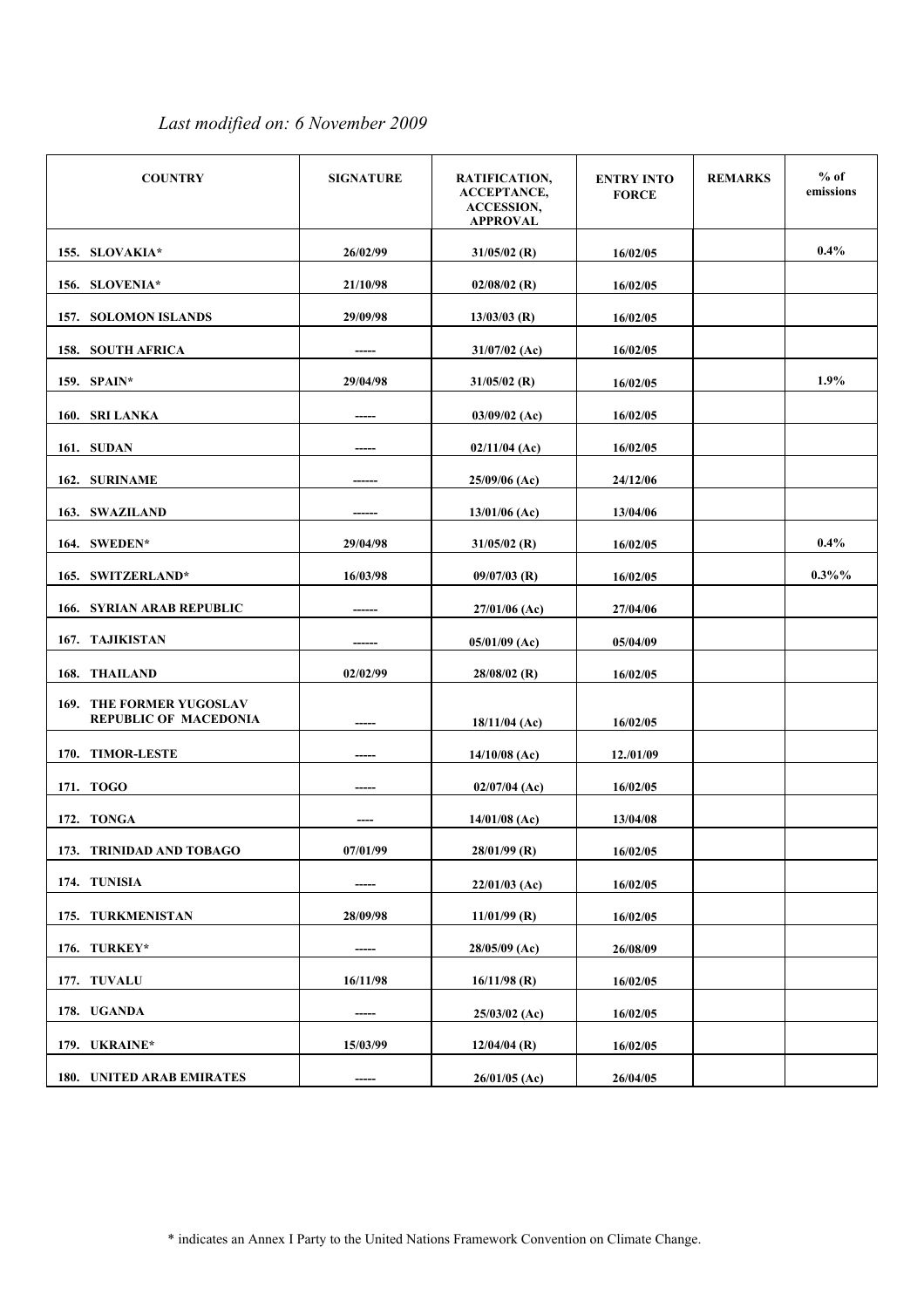*Last modified on: 6 November 2009*

| COUNTRY | SIGNATURE | RATIFICATION, ACCEPTANCE, ACCESSION, APPROVAL | ENTRY INTO FORCE | REMARKS | % of emissions |
|---|---|---|---|---|---|
| 155. SLOVAKIA* | 26/02/99 | 31/05/02 (R) | 16/02/05 | | 0.4% |
| 156. SLOVENIA* | 21/10/98 | 02/08/02 (R) | 16/02/05 | | |
| 157. SOLOMON ISLANDS | 29/09/98 | 13/03/03 (R) | 16/02/05 | | |
| 158. SOUTH AFRICA | ----- | 31/07/02 (Ac) | 16/02/05 | | |
| 159. SPAIN* | 29/04/98 | 31/05/02 (R) | 16/02/05 | | 1.9% |
| 160. SRI LANKA | ----- | 03/09/02 (Ac) | 16/02/05 | | |
| 161. SUDAN | ----- | 02/11/04 (Ac) | 16/02/05 | | |
| 162. SURINAME | ------ | 25/09/06 (Ac) | 24/12/06 | | |
| 163. SWAZILAND | ------ | 13/01/06 (Ac) | 13/04/06 | | |
| 164. SWEDEN* | 29/04/98 | 31/05/02 (R) | 16/02/05 | | 0.4% |
| 165. SWITZERLAND* | 16/03/98 | 09/07/03 (R) | 16/02/05 | | 0.3%% |
| 166. SYRIAN ARAB REPUBLIC | ------ | 27/01/06 (Ac) | 27/04/06 | | |
| 167. TAJIKISTAN | ------ | 05/01/09 (Ac) | 05/04/09 | | |
| 168. THAILAND | 02/02/99 | 28/08/02 (R) | 16/02/05 | | |
| 169. THE FORMER YUGOSLAV REPUBLIC OF MACEDONIA | ----- | 18/11/04 (Ac) | 16/02/05 | | |
| 170. TIMOR-LESTE | ----- | 14/10/08 (Ac) | 12./01/09 | | |
| 171. TOGO | ----- | 02/07/04 (Ac) | 16/02/05 | | |
| 172. TONGA | ---- | 14/01/08 (Ac) | 13/04/08 | | |
| 173. TRINIDAD AND TOBAGO | 07/01/99 | 28/01/99 (R) | 16/02/05 | | |
| 174. TUNISIA | ----- | 22/01/03 (Ac) | 16/02/05 | | |
| 175. TURKMENISTAN | 28/09/98 | 11/01/99 (R) | 16/02/05 | | |
| 176. TURKEY* | ----- | 28/05/09 (Ac) | 26/08/09 | | |
| 177. TUVALU | 16/11/98 | 16/11/98 (R) | 16/02/05 | | |
| 178. UGANDA | ----- | 25/03/02 (Ac) | 16/02/05 | | |
| 179. UKRAINE* | 15/03/99 | 12/04/04 (R) | 16/02/05 | | |
| 180. UNITED ARAB EMIRATES | ----- | 26/01/05 (Ac) | 26/04/05 | | |

* indicates an Annex I Party to the United Nations Framework Convention on Climate Change.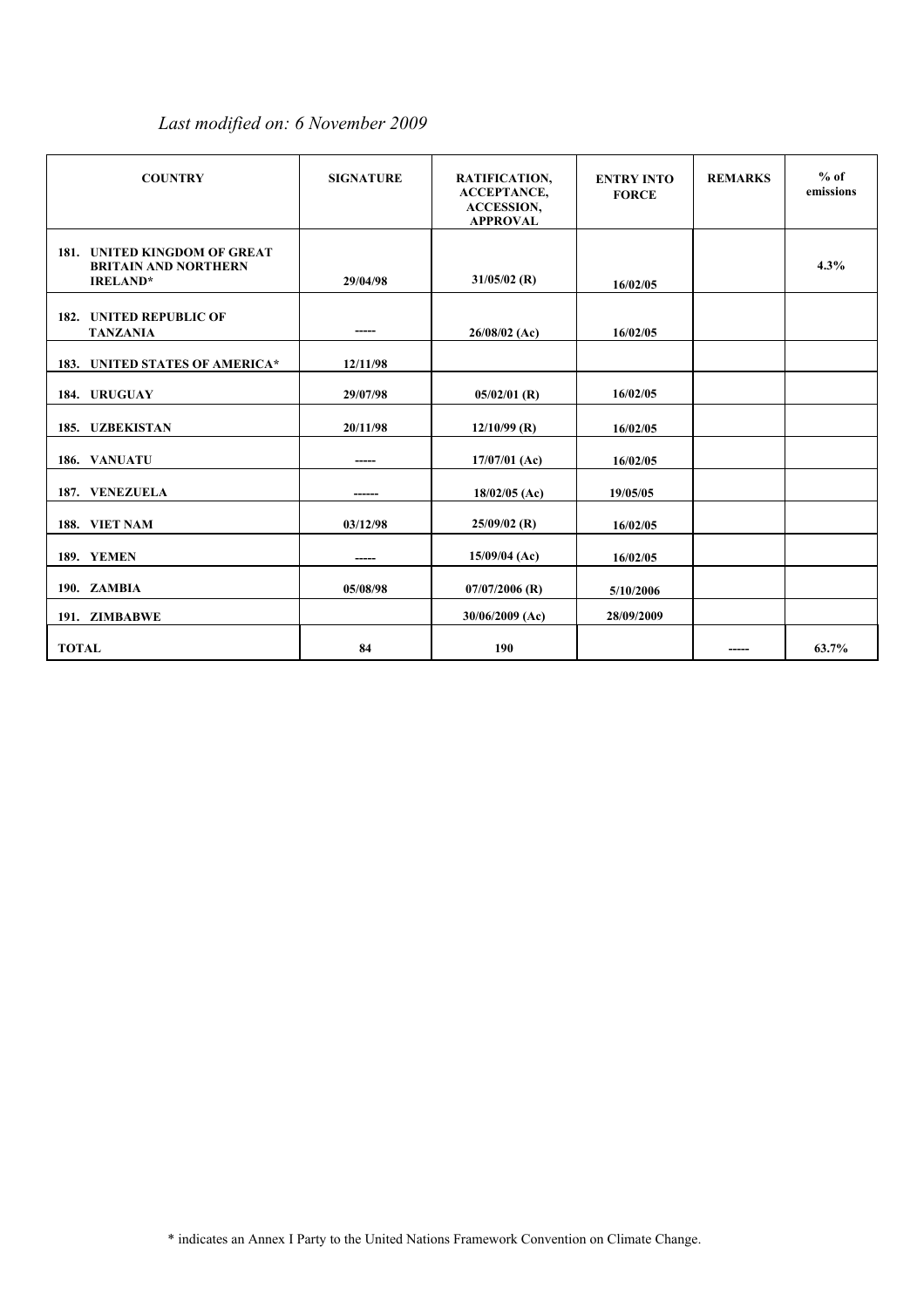*Last modified on: 6 November 2009*

| COUNTRY | SIGNATURE | RATIFICATION, ACCEPTANCE, ACCESSION, APPROVAL | ENTRY INTO FORCE | REMARKS | % of emissions |
|---|---|---|---|---|---|
| **181. UNITED KINGDOM OF GREAT BRITAIN AND NORTHERN IRELAND*** | **29/04/98** | **31/05/02 (R)** | **16/02/05** | | **4.3%** |
| **182. UNITED REPUBLIC OF TANZANIA** | ----- | **26/08/02 (Ac)** | **16/02/05** | | |
| **183. UNITED STATES OF AMERICA*** | **12/11/98** | | | | |
| **184. URUGUAY** | **29/07/98** | **05/02/01 (R)** | **16/02/05** | | |
| **185. UZBEKISTAN** | **20/11/98** | **12/10/99 (R)** | **16/02/05** | | |
| **186. VANUATU** | ----- | **17/07/01 (Ac)** | **16/02/05** | | |
| **187. VENEZUELA** | ------ | **18/02/05 (Ac)** | **19/05/05** | | |
| **188. VIET NAM** | **03/12/98** | **25/09/02 (R)** | **16/02/05** | | |
| **189. YEMEN** | ----- | **15/09/04 (Ac)** | **16/02/05** | | |
| **190. ZAMBIA** | **05/08/98** | **07/07/2006 (R)** | **5/10/2006** | | |
| **191. ZIMBABWE** | | **30/06/2009 (Ac)** | **28/09/2009** | | |
| **TOTAL** | **84** | **190** | | ----- | **63.7%** |

\* indicates an Annex I Party to the United Nations Framework Convention on Climate Change.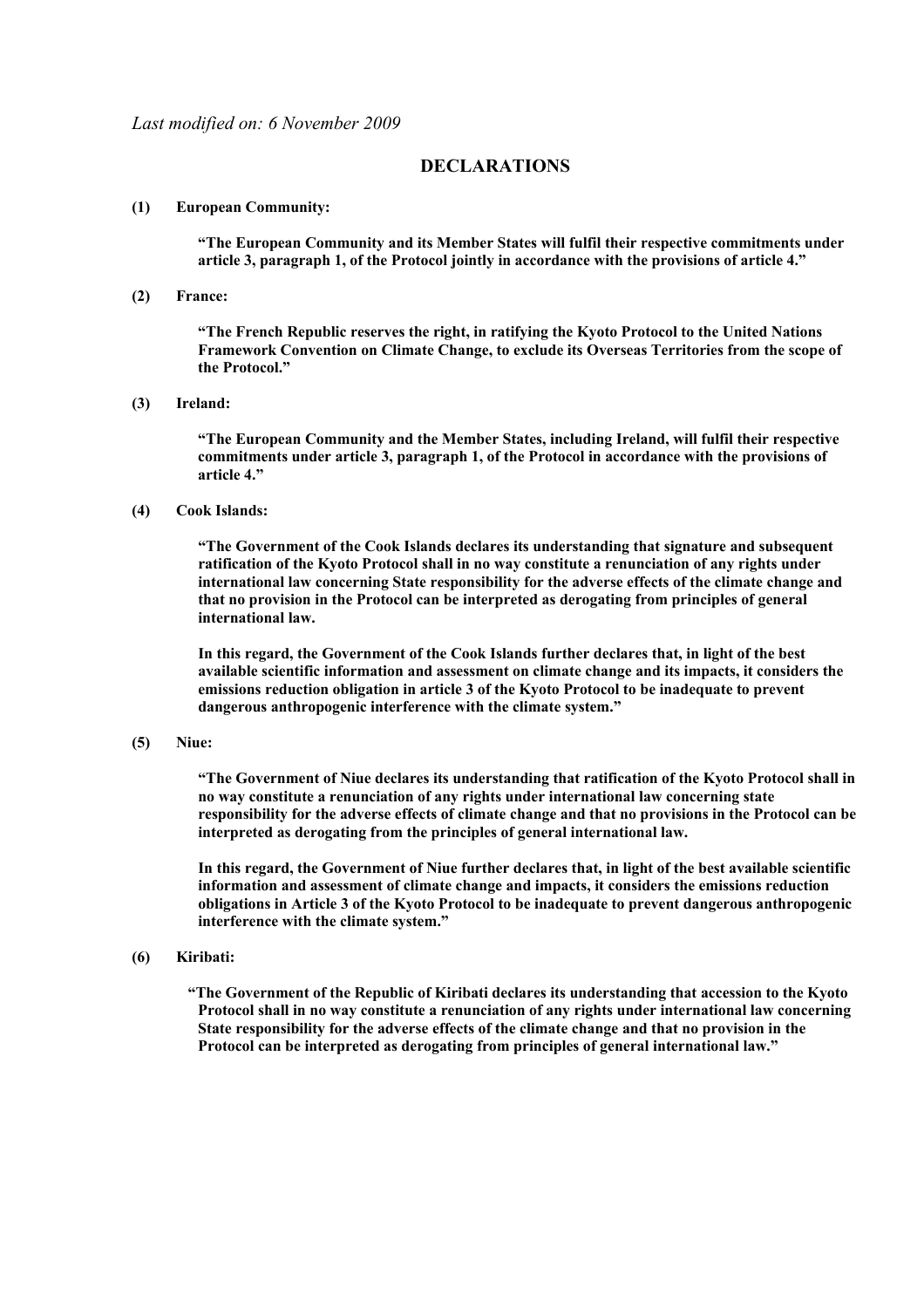*Last modified on: 6 November 2009*

## DECLARATIONS

**(1) European Community:**

> **"The European Community and its Member States will fulfil their respective commitments under article 3, paragraph 1, of the Protocol jointly in accordance with the provisions of article 4."**

**(2) France:**

> **"The French Republic reserves the right, in ratifying the Kyoto Protocol to the United Nations Framework Convention on Climate Change, to exclude its Overseas Territories from the scope of the Protocol."**

**(3) Ireland:**

> **"The European Community and the Member States, including Ireland, will fulfil their respective commitments under article 3, paragraph 1, of the Protocol in accordance with the provisions of article 4."**

**(4) Cook Islands:**

> **"The Government of the Cook Islands declares its understanding that signature and subsequent ratification of the Kyoto Protocol shall in no way constitute a renunciation of any rights under international law concerning State responsibility for the adverse effects of the climate change and that no provision in the Protocol can be interpreted as derogating from principles of general international law.**
>
> **In this regard, the Government of the Cook Islands further declares that, in light of the best available scientific information and assessment on climate change and its impacts, it considers the emissions reduction obligation in article 3 of the Kyoto Protocol to be inadequate to prevent dangerous anthropogenic interference with the climate system."**

**(5) Niue:**

> **"The Government of Niue declares its understanding that ratification of the Kyoto Protocol shall in no way constitute a renunciation of any rights under international law concerning state responsibility for the adverse effects of climate change and that no provisions in the Protocol can be interpreted as derogating from the principles of general international law.**
>
> **In this regard, the Government of Niue further declares that, in light of the best available scientific information and assessment of climate change and impacts, it considers the emissions reduction obligations in Article 3 of the Kyoto Protocol to be inadequate to prevent dangerous anthropogenic interference with the climate system."**

**(6) Kiribati:**

> **"The Government of the Republic of Kiribati declares its understanding that accession to the Kyoto Protocol shall in no way constitute a renunciation of any rights under international law concerning State responsibility for the adverse effects of the climate change and that no provision in the Protocol can be interpreted as derogating from principles of general international law."**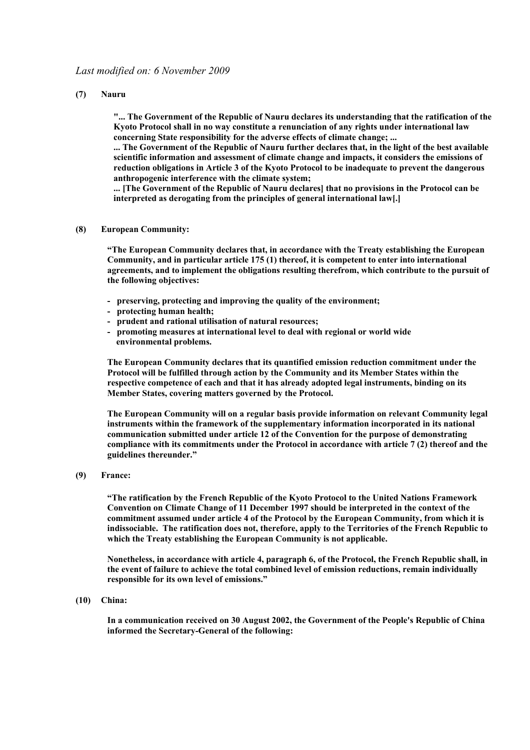*Last modified on: 6 November 2009*

**(7) Nauru**

> **"... The Government of the Republic of Nauru declares its understanding that the ratification of the Kyoto Protocol shall in no way constitute a renunciation of any rights under international law concerning State responsibility for the adverse effects of climate change; ...**
> **... The Government of the Republic of Nauru further declares that, in the light of the best available scientific information and assessment of climate change and impacts, it considers the emissions of reduction obligations in Article 3 of the Kyoto Protocol to be inadequate to prevent the dangerous anthropogenic interference with the climate system;**
> **... [The Government of the Republic of Nauru declares] that no provisions in the Protocol can be interpreted as derogating from the principles of general international law[.]**

**(8) European Community:**

**"The European Community declares that, in accordance with the Treaty establishing the European Community, and in particular article 175 (1) thereof, it is competent to enter into international agreements, and to implement the obligations resulting therefrom, which contribute to the pursuit of the following objectives:**

- **preserving, protecting and improving the quality of the environment;**
- **protecting human health;**
- **prudent and rational utilisation of natural resources;**
- **promoting measures at international level to deal with regional or world wide environmental problems.**

**The European Community declares that its quantified emission reduction commitment under the Protocol will be fulfilled through action by the Community and its Member States within the respective competence of each and that it has already adopted legal instruments, binding on its Member States, covering matters governed by the Protocol.**

**The European Community will on a regular basis provide information on relevant Community legal instruments within the framework of the supplementary information incorporated in its national communication submitted under article 12 of the Convention for the purpose of demonstrating compliance with its commitments under the Protocol in accordance with article 7 (2) thereof and the guidelines thereunder."**

**(9) France:**

**"The ratification by the French Republic of the Kyoto Protocol to the United Nations Framework Convention on Climate Change of 11 December 1997 should be interpreted in the context of the commitment assumed under article 4 of the Protocol by the European Community, from which it is indissociable. The ratification does not, therefore, apply to the Territories of the French Republic to which the Treaty establishing the European Community is not applicable.**

**Nonetheless, in accordance with article 4, paragraph 6, of the Protocol, the French Republic shall, in the event of failure to achieve the total combined level of emission reductions, remain individually responsible for its own level of emissions."**

**(10) China:**

**In a communication received on 30 August 2002, the Government of the People's Republic of China informed the Secretary-General of the following:**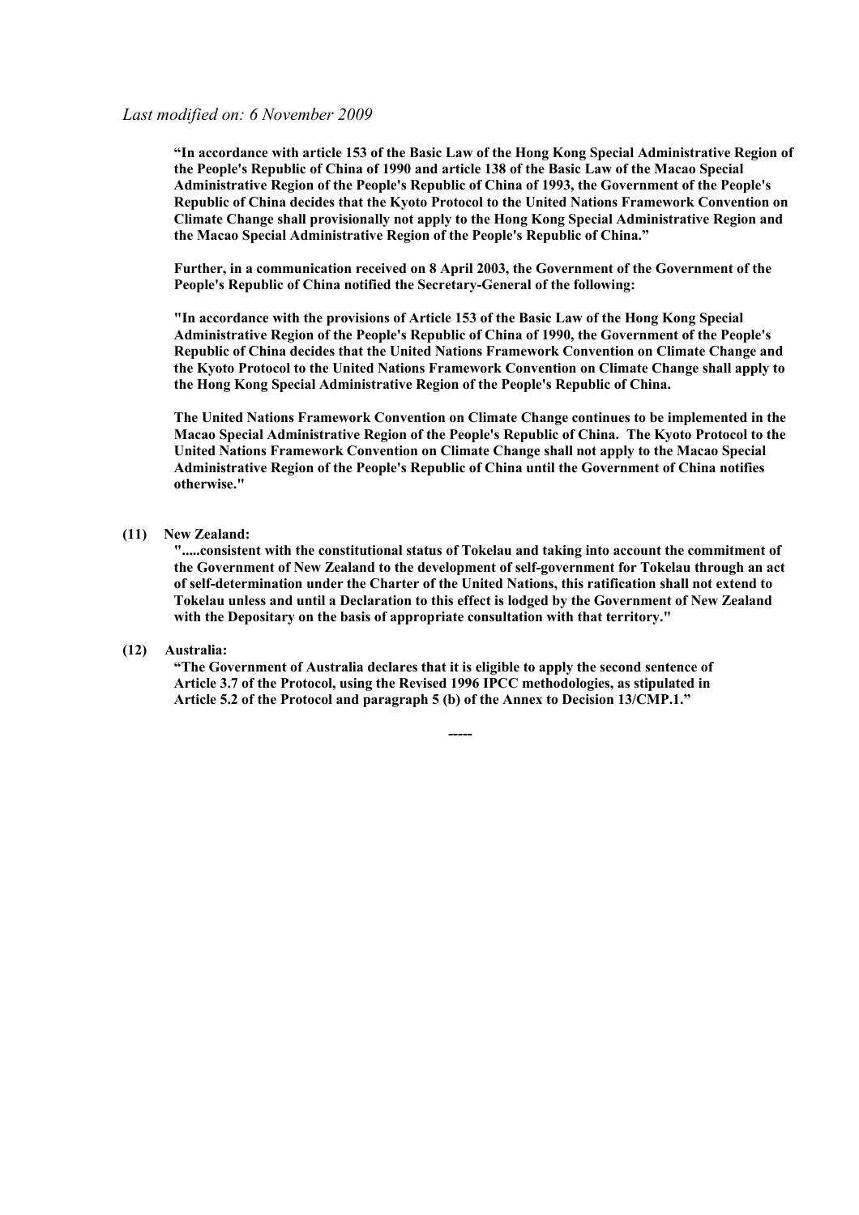*Last modified on: 6 November 2009*

**“In accordance with article 153 of the Basic Law of the Hong Kong Special Administrative Region of the People's Republic of China of 1990 and article 138 of the Basic Law of the Macao Special Administrative Region of the People's Republic of China of 1993, the Government of the People's Republic of China decides that the Kyoto Protocol to the United Nations Framework Convention on Climate Change shall provisionally not apply to the Hong Kong Special Administrative Region and the Macao Special Administrative Region of the People's Republic of China.”**

**Further, in a communication received on 8 April 2003, the Government of the Government of the People's Republic of China notified the Secretary-General of the following:**

**"In accordance with the provisions of Article 153 of the Basic Law of the Hong Kong Special Administrative Region of the People's Republic of China of 1990, the Government of the People's Republic of China decides that the United Nations Framework Convention on Climate Change and the Kyoto Protocol to the United Nations Framework Convention on Climate Change shall apply to the Hong Kong Special Administrative Region of the People's Republic of China.**

**The United Nations Framework Convention on Climate Change continues to be implemented in the Macao Special Administrative Region of the People's Republic of China. The Kyoto Protocol to the United Nations Framework Convention on Climate Change shall not apply to the Macao Special Administrative Region of the People's Republic of China until the Government of China notifies otherwise."**

**(11) New Zealand:**

**".....consistent with the constitutional status of Tokelau and taking into account the commitment of the Government of New Zealand to the development of self-government for Tokelau through an act of self-determination under the Charter of the United Nations, this ratification shall not extend to Tokelau unless and until a Declaration to this effect is lodged by the Government of New Zealand with the Depositary on the basis of appropriate consultation with that territory."**

**(12) Australia:**

**“The Government of Australia declares that it is eligible to apply the second sentence of Article 3.7 of the Protocol, using the Revised 1996 IPCC methodologies, as stipulated in Article 5.2 of the Protocol and paragraph 5 (b) of the Annex to Decision 13/CMP.1.”**

-----